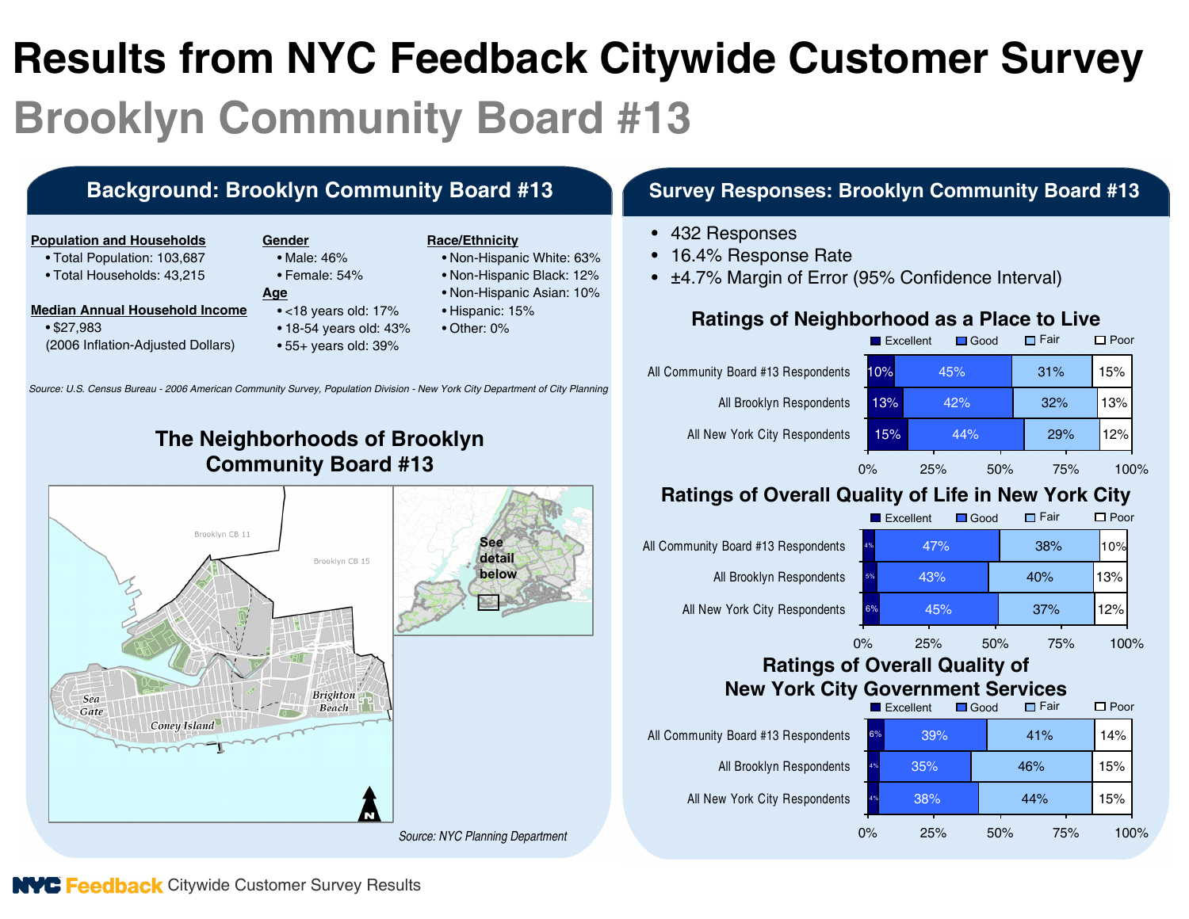# Results from NYC Feedback Citywide Customer Survey

## Brooklyn Community Board #13

### Background: Brooklyn Community Board #13

**Population and Households**
- Total Population: 103,687
- Total Households: 43,215

**Median Annual Household Income**
- $27,983 (2006 Inflation-Adjusted Dollars)

**Gender**
- Male: 46%
- Female: 54%

**Age**
- <18 years old: 17%
- 18-54 years old: 43%
- 55+ years old: 39%

**Race/Ethnicity**
- Non-Hispanic White: 63%
- Non-Hispanic Black: 12%
- Non-Hispanic Asian: 10%
- Hispanic: 15%
- Other: 0%

*Source: U.S. Census Bureau - 2006 American Community Survey, Population Division - New York City Department of City Planning*

### The Neighborhoods of Brooklyn Community Board #13

*Source: NYC Planning Department*

### Survey Responses: Brooklyn Community Board #13

- 432 Responses
- 16.4% Response Rate
- ±4.7% Margin of Error (95% Confidence Interval)

#### Ratings of Neighborhood as a Place to Live

| | Excellent | Good | Fair | Poor |
|---|---|---|---|---|
| All Community Board #13 Respondents | 10% | 45% | 31% | 15% |
| All Brooklyn Respondents | 13% | 42% | 32% | 13% |
| All New York City Respondents | 15% | 44% | 29% | 12% |

#### Ratings of Overall Quality of Life in New York City

| | Excellent | Good | Fair | Poor |
|---|---|---|---|---|
| All Community Board #13 Respondents | 4% | 47% | 38% | 10% |
| All Brooklyn Respondents | 5% | 43% | 40% | 13% |
| All New York City Respondents | 6% | 45% | 37% | 12% |

#### Ratings of Overall Quality of New York City Government Services

| | Excellent | Good | Fair | Poor |
|---|---|---|---|---|
| All Community Board #13 Respondents | 6% | 39% | 41% | 14% |
| All Brooklyn Respondents | 4% | 35% | 46% | 15% |
| All New York City Respondents | 4% | 38% | 44% | 15% |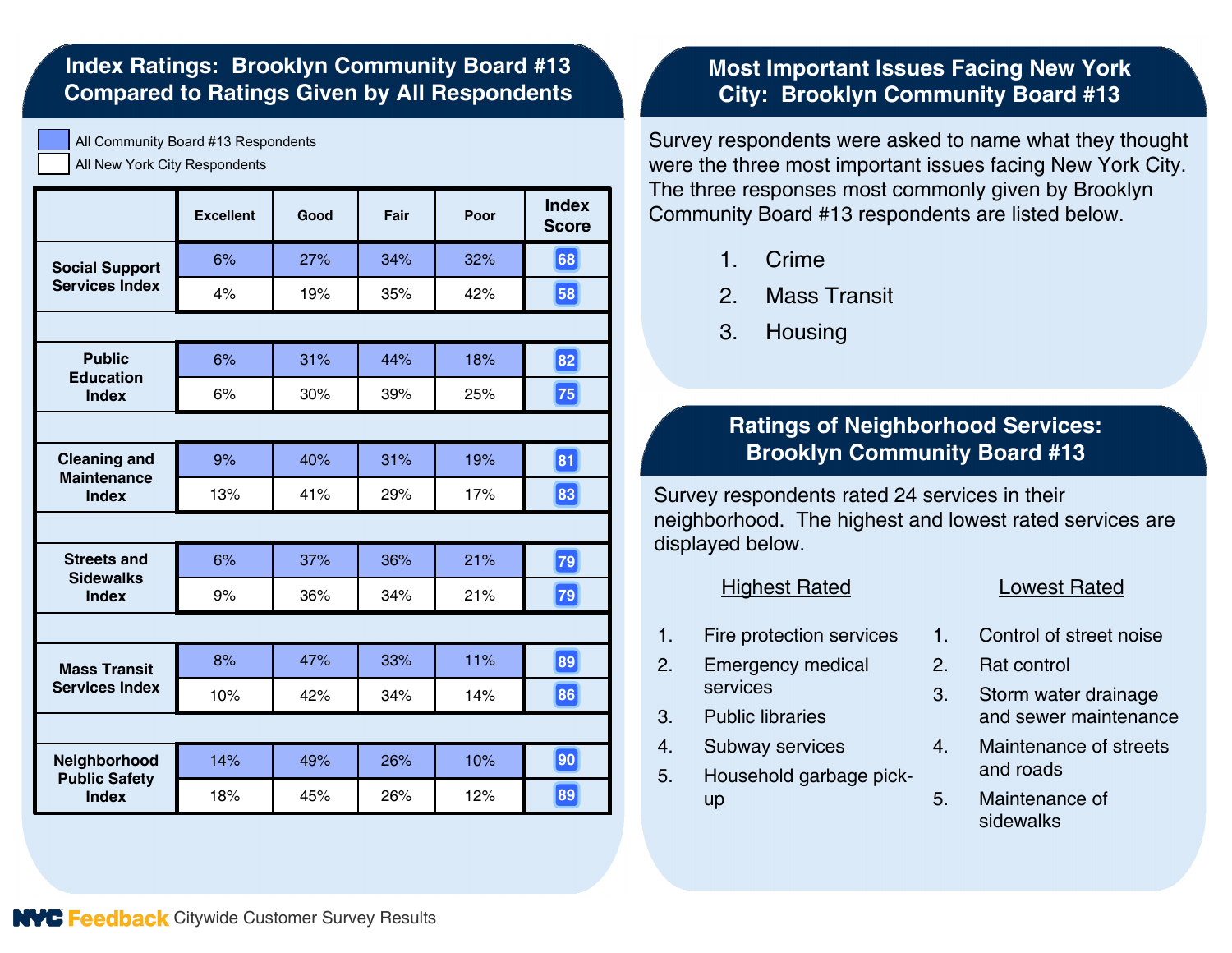## Index Ratings: Brooklyn Community Board #13 Compared to Ratings Given by All Respondents

All Community Board #13 Respondents (shaded rows)
All New York City Respondents (white rows)

| | Respondents | Excellent | Good | Fair | Poor | Index Score |
|---|---|---|---|---|---|---|
| Social Support Services Index | All Community Board #13 Respondents | 6% | 27% | 34% | 32% | 68 |
| | All New York City Respondents | 4% | 19% | 35% | 42% | 58 |
| Public Education Index | All Community Board #13 Respondents | 6% | 31% | 44% | 18% | 82 |
| | All New York City Respondents | 6% | 30% | 39% | 25% | 75 |
| Cleaning and Maintenance Index | All Community Board #13 Respondents | 9% | 40% | 31% | 19% | 81 |
| | All New York City Respondents | 13% | 41% | 29% | 17% | 83 |
| Streets and Sidewalks Index | All Community Board #13 Respondents | 6% | 37% | 36% | 21% | 79 |
| | All New York City Respondents | 9% | 36% | 34% | 21% | 79 |
| Mass Transit Services Index | All Community Board #13 Respondents | 8% | 47% | 33% | 11% | 89 |
| | All New York City Respondents | 10% | 42% | 34% | 14% | 86 |
| Neighborhood Public Safety Index | All Community Board #13 Respondents | 14% | 49% | 26% | 10% | 90 |
| | All New York City Respondents | 18% | 45% | 26% | 12% | 89 |

## Most Important Issues Facing New York City: Brooklyn Community Board #13

Survey respondents were asked to name what they thought were the three most important issues facing New York City. The three responses most commonly given by Brooklyn Community Board #13 respondents are listed below.

1. Crime
2. Mass Transit
3. Housing

## Ratings of Neighborhood Services: Brooklyn Community Board #13

Survey respondents rated 24 services in their neighborhood. The highest and lowest rated services are displayed below.

**Highest Rated**

1. Fire protection services
2. Emergency medical services
3. Public libraries
4. Subway services
5. Household garbage pick-up

**Lowest Rated**

1. Control of street noise
2. Rat control
3. Storm water drainage and sewer maintenance
4. Maintenance of streets and roads
5. Maintenance of sidewalks

NYC Feedback Citywide Customer Survey Results